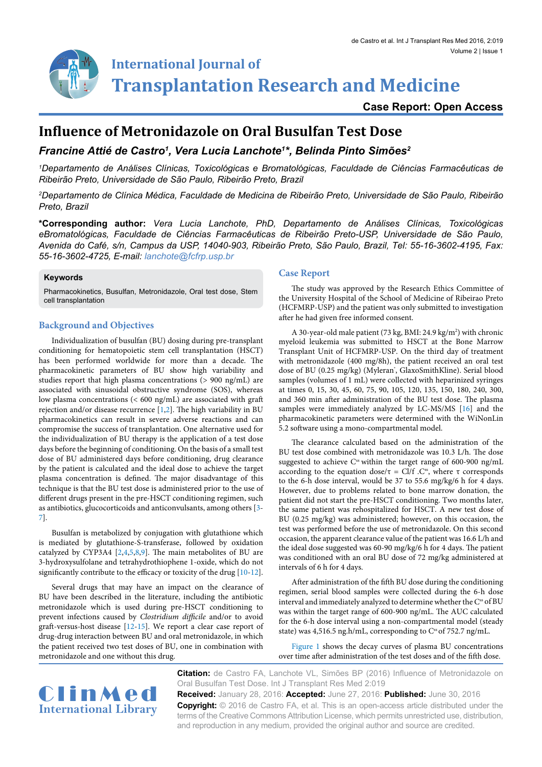International Journal of
# Transplantation Research and Medicine

**Case Report: Open Access**

# Influence of Metronidazole on Oral Busulfan Test Dose

***Francine Attié de Castro[1], Vera Lucia Lanchote[1]\*, Belinda Pinto Simões[2]***

*[1]Departamento de Análises Clínicas, Toxicológicas e Bromatológicas, Faculdade de Ciências Farmacêuticas de Ribeirão Preto, Universidade de São Paulo, Ribeirão Preto, Brazil*

*[2]Departamento de Clínica Médica, Faculdade de Medicina de Ribeirão Preto, Universidade de São Paulo, Ribeirão Preto, Brazil*

**\*Corresponding author:** *Vera Lucia Lanchote, PhD, Departamento de Análises Clínicas, Toxicológicas eBromatológicas, Faculdade de Ciências Farmacêuticas de Ribeirão Preto-USP, Universidade de São Paulo, Avenida do Café, s/n, Campus da USP, 14040-903, Ribeirão Preto, São Paulo, Brazil, Tel: 55-16-3602-4195, Fax: 55-16-3602-4725, E-mail: lanchote@fcfrp.usp.br*

**Keywords**

Pharmacokinetics, Busulfan, Metronidazole, Oral test dose, Stem cell transplantation

## Background and Objectives

Individualization of busulfan (BU) dosing during pre-transplant conditioning for hematopoietic stem cell transplantation (HSCT) has been performed worldwide for more than a decade. The pharmacokinetic parameters of BU show high variability and studies report that high plasma concentrations (> 900 ng/mL) are associated with sinusoidal obstructive syndrome (SOS), whereas low plasma concentrations (< 600 ng/mL) are associated with graft rejection and/or disease recurrence [1,2]. The high variability in BU pharmacokinetics can result in severe adverse reactions and can compromise the success of transplantation. One alternative used for the individualization of BU therapy is the application of a test dose days before the beginning of conditioning. On the basis of a small test dose of BU administered days before conditioning, drug clearance by the patient is calculated and the ideal dose to achieve the target plasma concentration is defined. The major disadvantage of this technique is that the BU test dose is administered prior to the use of different drugs present in the pre-HSCT conditioning regimen, such as antibiotics, glucocorticoids and anticonvulsants, among others [3-7].

Busulfan is metabolized by conjugation with glutathione which is mediated by glutathione-S-transferase, followed by oxidation catalyzed by CYP3A4 [2,4,5,8,9]. The main metabolites of BU are 3-hydroxysulfolane and tetrahydrothiophene 1-oxide, which do not significantly contribute to the efficacy or toxicity of the drug [10-12].

Several drugs that may have an impact on the clearance of BU have been described in the literature, including the antibiotic metronidazole which is used during pre-HSCT conditioning to prevent infections caused by *Clostridium difficile* and/or to avoid graft-versus-host disease [12-15]. We report a clear case report of drug-drug interaction between BU and oral metronidazole, in which the patient received two test doses of BU, one in combination with metronidazole and one without this drug.

## Case Report

The study was approved by the Research Ethics Committee of the University Hospital of the School of Medicine of Ribeirao Preto (HCFMRP-USP) and the patient was only submitted to investigation after he had given free informed consent.

A 30-year-old male patient (73 kg, BMI: 24.9 kg/m$^2$) with chronic myeloid leukemia was submitted to HSCT at the Bone Marrow Transplant Unit of HCFMRP-USP. On the third day of treatment with metronidazole (400 mg/8h), the patient received an oral test dose of BU (0.25 mg/kg) (Myleran®, GlaxoSmithKline). Serial blood samples (volumes of 1 mL) were collected with heparinized syringes at times 0, 15, 30, 45, 60, 75, 90, 105, 120, 135, 150, 180, 240, 300, and 360 min after administration of the BU test dose. The plasma samples were immediately analyzed by LC-MS/MS [16] and the pharmacokinetic parameters were determined with the WiNonLin 5.2 software using a mono-compartmental model.

The clearance calculated based on the administration of the BU test dose combined with metronidazole was 10.3 L/h. The dose suggested to achieve $C^{ss}$ within the target range of 600-900 ng/mL according to the equation dose/τ = Cl/f .$C^{ss}$, where τ corresponds to the 6-h dose interval, would be 37 to 55.6 mg/kg/6 h for 4 days. However, due to problems related to bone marrow donation, the patient did not start the pre-HSCT conditioning. Two months later, the same patient was rehospitalized for HSCT. A new test dose of BU (0.25 mg/kg) was administered; however, on this occasion, the test was performed before the use of metronidazole. On this second occasion, the apparent clearance value of the patient was 16.6 L/h and the ideal dose suggested was 60-90 mg/kg/6 h for 4 days. The patient was conditioned with an oral BU dose of 72 mg/kg administered at intervals of 6 h for 4 days.

After administration of the fifth BU dose during the conditioning regimen, serial blood samples were collected during the 6-h dose interval and immediately analyzed to determine whether the $C^{ss}$ of BU was within the target range of 600-900 ng/mL. The AUC calculated for the 6-h dose interval using a non-compartmental model (steady state) was 4,516.5 ng.h/mL, corresponding to $C^{ss}$ of 752.7 ng/mL.

Figure 1 shows the decay curves of plasma BU concentrations over time after administration of the test doses and of the fifth dose.

**Citation:** de Castro FA, Lanchote VL, Simões BP (2016) Influence of Metronidazole on Oral Busulfan Test Dose. Int J Transplant Res Med 2:019

**Received:** January 28, 2016: **Accepted:** June 27, 2016: **Published:** June 30, 2016

**Copyright:** © 2016 de Castro FA, et al. This is an open-access article distributed under the terms of the Creative Commons Attribution License, which permits unrestricted use, distribution, and reproduction in any medium, provided the original author and source are credited.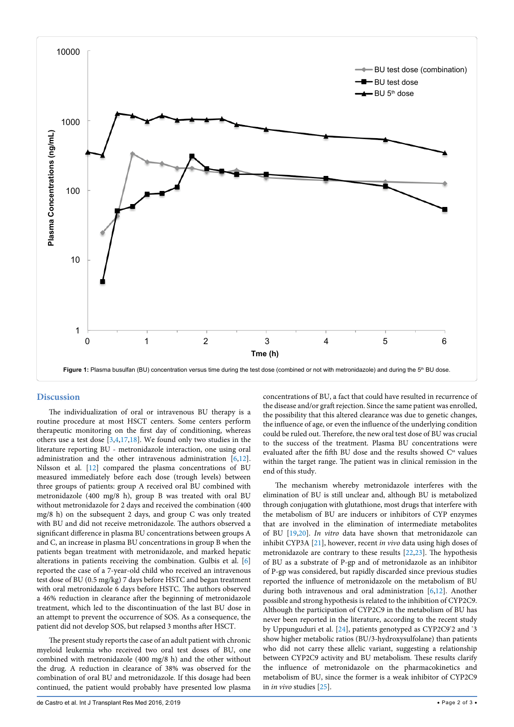Figure 1: Plasma busulfan (BU) concentration versus time during the test dose (combined or not with metronidazole) and during the 5th BU dose.

## Discussion

The individualization of oral or intravenous BU therapy is a routine procedure at most HSCT centers. Some centers perform therapeutic monitoring on the first day of conditioning, whereas others use a test dose [3,4,17,18]. We found only two studies in the literature reporting BU - metronidazole interaction, one using oral administration and the other intravenous administration [6,12]. Nilsson et al. [12] compared the plasma concentrations of BU measured immediately before each dose (trough levels) between three groups of patients: group A received oral BU combined with metronidazole (400 mg/8 h), group B was treated with oral BU without metronidazole for 2 days and received the combination (400 mg/8 h) on the subsequent 2 days, and group C was only treated with BU and did not receive metronidazole. The authors observed a significant difference in plasma BU concentrations between groups A and C, an increase in plasma BU concentrations in group B when the patients began treatment with metronidazole, and marked hepatic alterations in patients receiving the combination. Gulbis et al. [6] reported the case of a 7-year-old child who received an intravenous test dose of BU (0.5 mg/kg) 7 days before HSTC and began treatment with oral metronidazole 6 days before HSTC. The authors observed a 46% reduction in clearance after the beginning of metronidazole treatment, which led to the discontinuation of the last BU dose in an attempt to prevent the occurrence of SOS. As a consequence, the patient did not develop SOS, but relapsed 3 months after HSCT.

The present study reports the case of an adult patient with chronic myeloid leukemia who received two oral test doses of BU, one combined with metronidazole (400 mg/8 h) and the other without the drug. A reduction in clearance of 38% was observed for the combination of oral BU and metronidazole. If this dosage had been continued, the patient would probably have presented low plasma concentrations of BU, a fact that could have resulted in recurrence of the disease and/or graft rejection. Since the same patient was enrolled, the possibility that this altered clearance was due to genetic changes, the influence of age, or even the influence of the underlying condition could be ruled out. Therefore, the new oral test dose of BU was crucial to the success of the treatment. Plasma BU concentrations were evaluated after the fifth BU dose and the results showed $C^{ss}$ values within the target range. The patient was in clinical remission in the end of this study.

The mechanism whereby metronidazole interferes with the elimination of BU is still unclear and, although BU is metabolized through conjugation with glutathione, most drugs that interfere with the metabolism of BU are inducers or inhibitors of CYP enzymes that are involved in the elimination of intermediate metabolites of BU [19,20]. *In vitro* data have shown that metronidazole can inhibit CYP3A [21], however, recent *in vivo* data using high doses of metronidazole are contrary to these results [22,23]. The hypothesis of BU as a substrate of P-gp and of metronidazole as an inhibitor of P-gp was considered, but rapidly discarded since previous studies reported the influence of metronidazole on the metabolism of BU during both intravenous and oral administration [6,12]. Another possible and strong hypothesis is related to the inhibition of CYP2C9. Although the participation of CYP2C9 in the metabolism of BU has never been reported in the literature, according to the recent study by Uppunguduri et al. [24], patients genotyped as CYP2C9*2 and *3 show higher metabolic ratios (BU/3-hydroxysulfolane) than patients who did not carry these allelic variant, suggesting a relationship between CYP2C9 activity and BU metabolism. These results clarify the influence of metronidazole on the pharmacokinetics and metabolism of BU, since the former is a weak inhibitor of CYP2C9 in *in vivo* studies [25].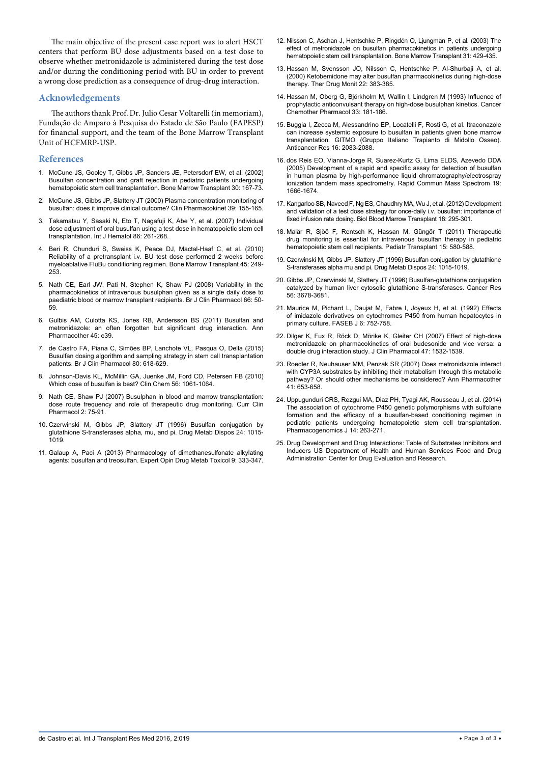The main objective of the present case report was to alert HSCT centers that perform BU dose adjustments based on a test dose to observe whether metronidazole is administered during the test dose and/or during the conditioning period with BU in order to prevent a wrong dose prediction as a consequence of drug-drug interaction.

## Acknowledgements

The authors thank Prof. Dr. Julio Cesar Voltarelli (in memoriam), Fundação de Amparo à Pesquisa do Estado de São Paulo (FAPESP) for financial support, and the team of the Bone Marrow Transplant Unit of HCFMRP-USP.

## References

1. McCune JS, Gooley T, Gibbs JP, Sanders JE, Petersdorf EW, et al. (2002) Busulfan concentration and graft rejection in pediatric patients undergoing hematopoietic stem cell transplantation. Bone Marrow Transplant 30: 167-73.
2. McCune JS, Gibbs JP, Slattery JT (2000) Plasma concentration monitoring of busulfan: does it improve clinical outcome? Clin Pharmacokinet 39: 155-165.
3. Takamatsu Y, Sasaki N, Eto T, Nagafuji K, Abe Y, et al. (2007) Individual dose adjustment of oral busulfan using a test dose in hematopoietic stem cell transplantation. Int J Hematol 86: 261-268.
4. Beri R, Chunduri S, Sweiss K, Peace DJ, Mactal-Haaf C, et al. (2010) Reliability of a pretransplant i.v. BU test dose performed 2 weeks before myeloablative FluBu conditioning regimen. Bone Marrow Transplant 45: 249-253.
5. Nath CE, Earl JW, Pati N, Stephen K, Shaw PJ (2008) Variability in the pharmacokinetics of intravenous busulphan given as a single daily dose to paediatric blood or marrow transplant recipients. Br J Clin Pharmacol 66: 50-59.
6. Gulbis AM, Culotta KS, Jones RB, Andersson BS (2011) Busulfan and metronidazole: an often forgotten but significant drug interaction. Ann Pharmacother 45: e39.
7. de Castro FA, Piana C, Simões BP, Lanchote VL, Pasqua O, Della (2015) Busulfan dosing algorithm and sampling strategy in stem cell transplantation patients. Br J Clin Pharmacol 80: 618-629.
8. Johnson-Davis KL, McMillin GA, Juenke JM, Ford CD, Petersen FB (2010) Which dose of busulfan is best? Clin Chem 56: 1061-1064.
9. Nath CE, Shaw PJ (2007) Busulphan in blood and marrow transplantation: dose route frequency and role of therapeutic drug monitoring. Curr Clin Pharmacol 2: 75-91.
10. Czerwinski M, Gibbs JP, Slattery JT (1996) Busulfan conjugation by glutathione S-transferases alpha, mu, and pi. Drug Metab Dispos 24: 1015-1019.
11. Galaup A, Paci A (2013) Pharmacology of dimethanesulfonate alkylating agents: busulfan and treosulfan. Expert Opin Drug Metab Toxicol 9: 333-347.
12. Nilsson C, Aschan J, Hentschke P, Ringdén O, Ljungman P, et al. (2003) The effect of metronidazole on busulfan pharmacokinetics in patients undergoing hematopoietic stem cell transplantation. Bone Marrow Transplant 31: 429-435.
13. Hassan M, Svensson JO, Nilsson C, Hentschke P, Al-Shurbaji A, et al. (2000) Ketobemidone may alter busulfan pharmacokinetics during high-dose therapy. Ther Drug Monit 22: 383-385.
14. Hassan M, Oberg G, Björkholm M, Wallin I, Lindgren M (1993) Influence of prophylactic anticonvulsant therapy on high-dose busulphan kinetics. Cancer Chemother Pharmacol 33: 181-186.
15. Buggia I, Zecca M, Alessandrino EP, Locatelli F, Rosti G, et al. Itraconazole can increase systemic exposure to busulfan in patients given bone marrow transplantation. GITMO (Gruppo Italiano Trapianto di Midollo Osseo). Anticancer Res 16: 2083-2088.
16. dos Reis EO, Vianna-Jorge R, Suarez-Kurtz G, Lima ELDS, Azevedo DDA (2005) Development of a rapid and specific assay for detection of busulfan in human plasma by high-performance liquid chromatography/electrospray ionization tandem mass spectrometry. Rapid Commun Mass Spectrom 19: 1666-1674.
17. Kangarloo SB, Naveed F, Ng ES, Chaudhry MA, Wu J, et al. (2012) Development and validation of a test dose strategy for once-daily i.v. busulfan: importance of fixed infusion rate dosing. Biol Blood Marrow Transplant 18: 295-301.
18. Malär R, Sjöö F, Rentsch K, Hassan M, Güngör T (2011) Therapeutic drug monitoring is essential for intravenous busulfan therapy in pediatric hematopoietic stem cell recipients. Pediatr Transplant 15: 580-588.
19. Czerwinski M, Gibbs JP, Slattery JT (1996) Busulfan conjugation by glutathione S-transferases alpha mu and pi. Drug Metab Dispos 24: 1015-1019.
20. Gibbs JP, Czerwinski M, Slattery JT (1996) Busulfan-glutathione conjugation catalyzed by human liver cytosolic glutathione S-transferases. Cancer Res 56: 3678-3681.
21. Maurice M, Pichard L, Daujat M, Fabre I, Joyeux H, et al. (1992) Effects of imidazole derivatives on cytochromes P450 from human hepatocytes in primary culture. FASEB J 6: 752-758.
22. Dilger K, Fux R, Röck D, Mörike K, Gleiter CH (2007) Effect of high-dose metronidazole on pharmacokinetics of oral budesonide and vice versa: a double drug interaction study. J Clin Pharmacol 47: 1532-1539.
23. Roedler R, Neuhauser MM, Penzak SR (2007) Does metronidazole interact with CYP3A substrates by inhibiting their metabolism through this metabolic pathway? Or should other mechanisms be considered? Ann Pharmacother 41: 653-658.
24. Uppugunduri CRS, Rezgui MA, Diaz PH, Tyagi AK, Rousseau J, et al. (2014) The association of cytochrome P450 genetic polymorphisms with sulfolane formation and the efficacy of a busulfan-based conditioning regimen in pediatric patients undergoing hematopoietic stem cell transplantation. Pharmacogenomics J 14: 263-271.
25. Drug Development and Drug Interactions: Table of Substrates Inhibitors and Inducers US Department of Health and Human Services Food and Drug Administration Center for Drug Evaluation and Research.